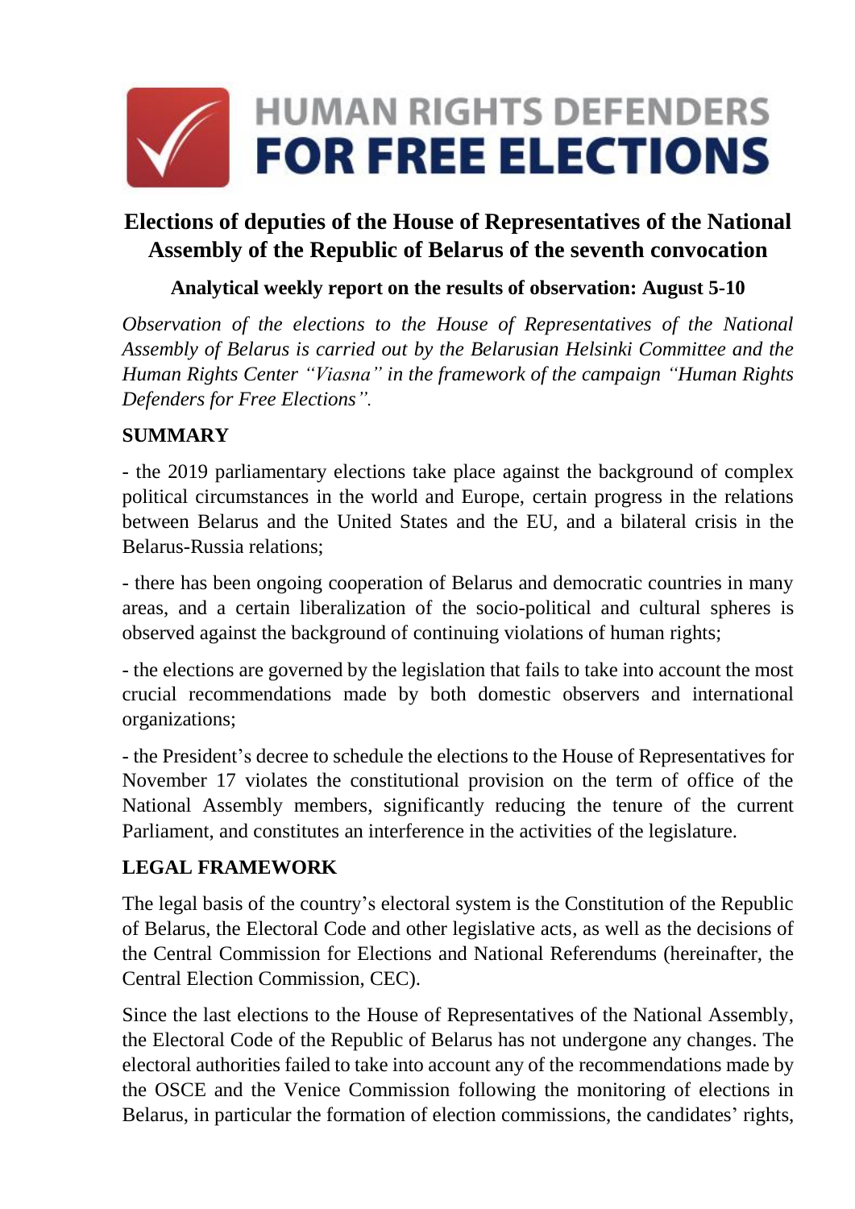# HUMAN RIGHTS DEFENDERS FOR FREE ELECTIONS

## Elections of deputies of the House of Representatives of the National Assembly of the Republic of Belarus of the seventh convocation

### Analytical weekly report on the results of observation: August 5-10

*Observation of the elections to the House of Representatives of the National Assembly of Belarus is carried out by the Belarusian Helsinki Committee and the Human Rights Center "Viasna" in the framework of the campaign "Human Rights Defenders for Free Elections".*

**SUMMARY**

- the 2019 parliamentary elections take place against the background of complex political circumstances in the world and Europe, certain progress in the relations between Belarus and the United States and the EU, and a bilateral crisis in the Belarus-Russia relations;

- there has been ongoing cooperation of Belarus and democratic countries in many areas, and a certain liberalization of the socio-political and cultural spheres is observed against the background of continuing violations of human rights;

- the elections are governed by the legislation that fails to take into account the most crucial recommendations made by both domestic observers and international organizations;

- the President's decree to schedule the elections to the House of Representatives for November 17 violates the constitutional provision on the term of office of the National Assembly members, significantly reducing the tenure of the current Parliament, and constitutes an interference in the activities of the legislature.

**LEGAL FRAMEWORK**

The legal basis of the country's electoral system is the Constitution of the Republic of Belarus, the Electoral Code and other legislative acts, as well as the decisions of the Central Commission for Elections and National Referendums (hereinafter, the Central Election Commission, CEC).

Since the last elections to the House of Representatives of the National Assembly, the Electoral Code of the Republic of Belarus has not undergone any changes. The electoral authorities failed to take into account any of the recommendations made by the OSCE and the Venice Commission following the monitoring of elections in Belarus, in particular the formation of election commissions, the candidates' rights,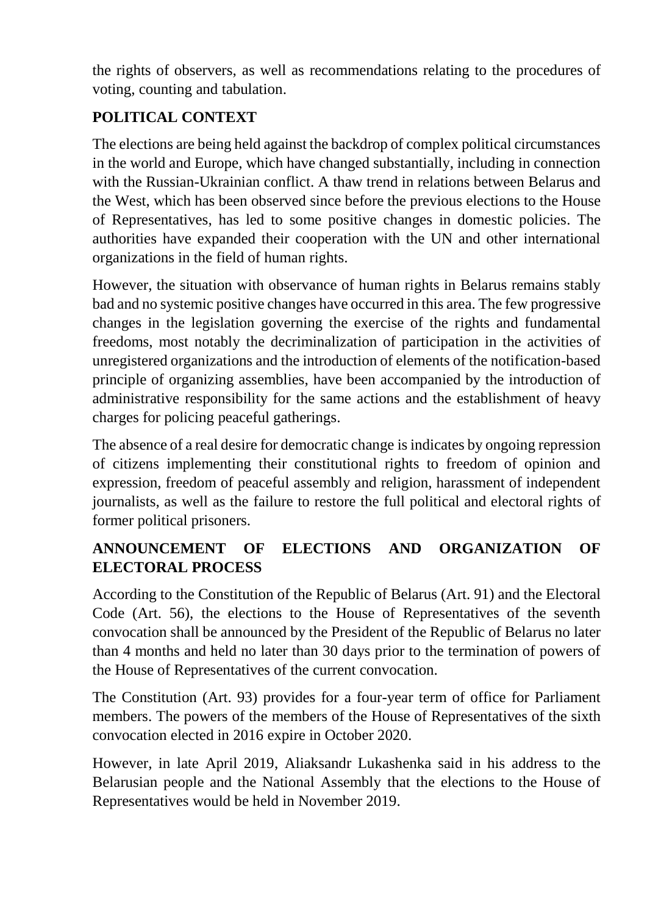the rights of observers, as well as recommendations relating to the procedures of voting, counting and tabulation.

## POLITICAL CONTEXT

The elections are being held against the backdrop of complex political circumstances in the world and Europe, which have changed substantially, including in connection with the Russian-Ukrainian conflict. A thaw trend in relations between Belarus and the West, which has been observed since before the previous elections to the House of Representatives, has led to some positive changes in domestic policies. The authorities have expanded their cooperation with the UN and other international organizations in the field of human rights.

However, the situation with observance of human rights in Belarus remains stably bad and no systemic positive changes have occurred in this area. The few progressive changes in the legislation governing the exercise of the rights and fundamental freedoms, most notably the decriminalization of participation in the activities of unregistered organizations and the introduction of elements of the notification-based principle of organizing assemblies, have been accompanied by the introduction of administrative responsibility for the same actions and the establishment of heavy charges for policing peaceful gatherings.

The absence of a real desire for democratic change is indicates by ongoing repression of citizens implementing their constitutional rights to freedom of opinion and expression, freedom of peaceful assembly and religion, harassment of independent journalists, as well as the failure to restore the full political and electoral rights of former political prisoners.

## ANNOUNCEMENT OF ELECTIONS AND ORGANIZATION OF ELECTORAL PROCESS

According to the Constitution of the Republic of Belarus (Art. 91) and the Electoral Code (Art. 56), the elections to the House of Representatives of the seventh convocation shall be announced by the President of the Republic of Belarus no later than 4 months and held no later than 30 days prior to the termination of powers of the House of Representatives of the current convocation.

The Constitution (Art. 93) provides for a four-year term of office for Parliament members. The powers of the members of the House of Representatives of the sixth convocation elected in 2016 expire in October 2020.

However, in late April 2019, Aliaksandr Lukashenka said in his address to the Belarusian people and the National Assembly that the elections to the House of Representatives would be held in November 2019.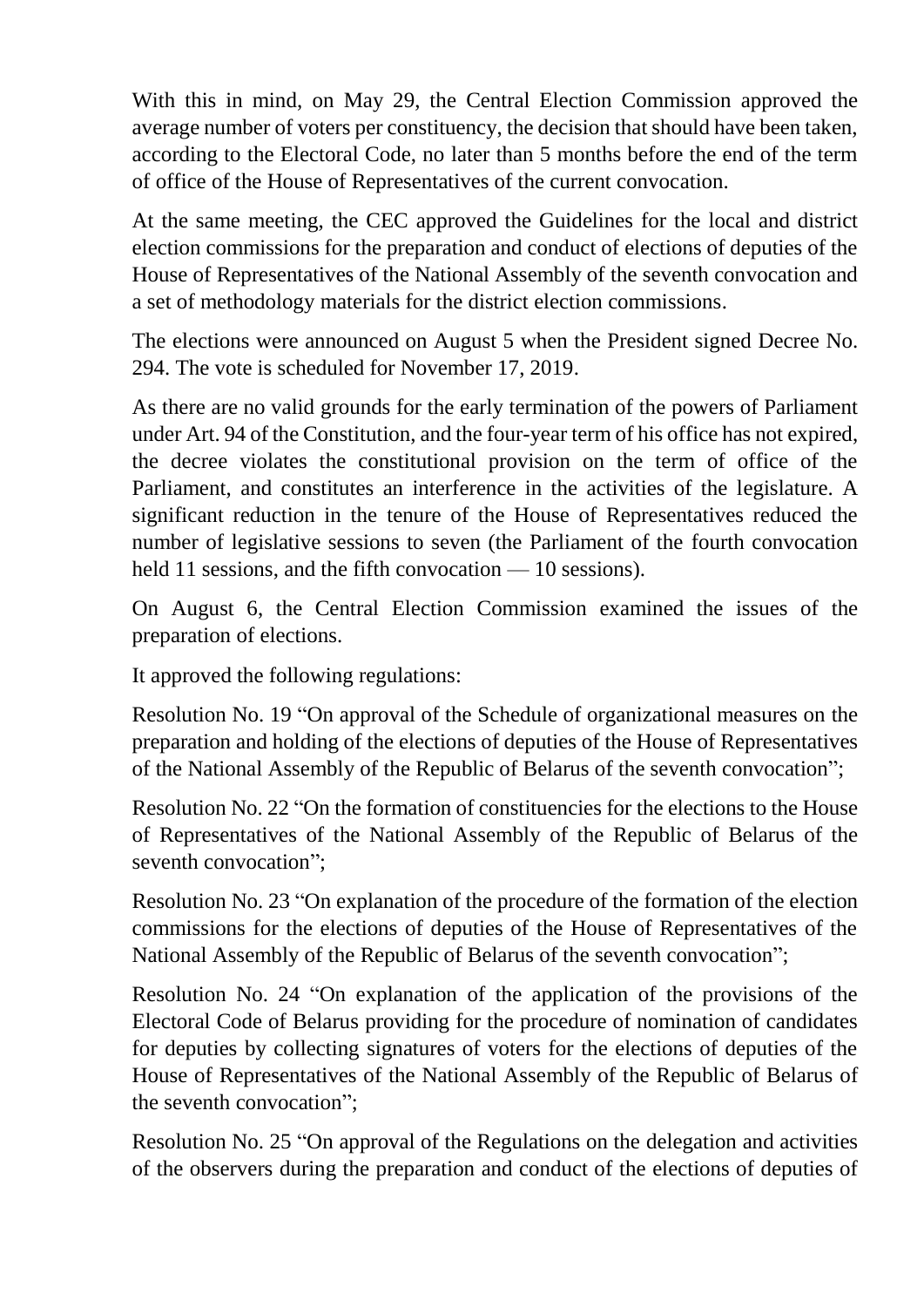With this in mind, on May 29, the Central Election Commission approved the average number of voters per constituency, the decision that should have been taken, according to the Electoral Code, no later than 5 months before the end of the term of office of the House of Representatives of the current convocation.

At the same meeting, the CEC approved the Guidelines for the local and district election commissions for the preparation and conduct of elections of deputies of the House of Representatives of the National Assembly of the seventh convocation and a set of methodology materials for the district election commissions.

The elections were announced on August 5 when the President signed Decree No. 294. The vote is scheduled for November 17, 2019.

As there are no valid grounds for the early termination of the powers of Parliament under Art. 94 of the Constitution, and the four-year term of his office has not expired, the decree violates the constitutional provision on the term of office of the Parliament, and constitutes an interference in the activities of the legislature. A significant reduction in the tenure of the House of Representatives reduced the number of legislative sessions to seven (the Parliament of the fourth convocation held 11 sessions, and the fifth convocation — 10 sessions).

On August 6, the Central Election Commission examined the issues of the preparation of elections.

It approved the following regulations:

Resolution No. 19 "On approval of the Schedule of organizational measures on the preparation and holding of the elections of deputies of the House of Representatives of the National Assembly of the Republic of Belarus of the seventh convocation";

Resolution No. 22 "On the formation of constituencies for the elections to the House of Representatives of the National Assembly of the Republic of Belarus of the seventh convocation";

Resolution No. 23 "On explanation of the procedure of the formation of the election commissions for the elections of deputies of the House of Representatives of the National Assembly of the Republic of Belarus of the seventh convocation";

Resolution No. 24 "On explanation of the application of the provisions of the Electoral Code of Belarus providing for the procedure of nomination of candidates for deputies by collecting signatures of voters for the elections of deputies of the House of Representatives of the National Assembly of the Republic of Belarus of the seventh convocation";

Resolution No. 25 "On approval of the Regulations on the delegation and activities of the observers during the preparation and conduct of the elections of deputies of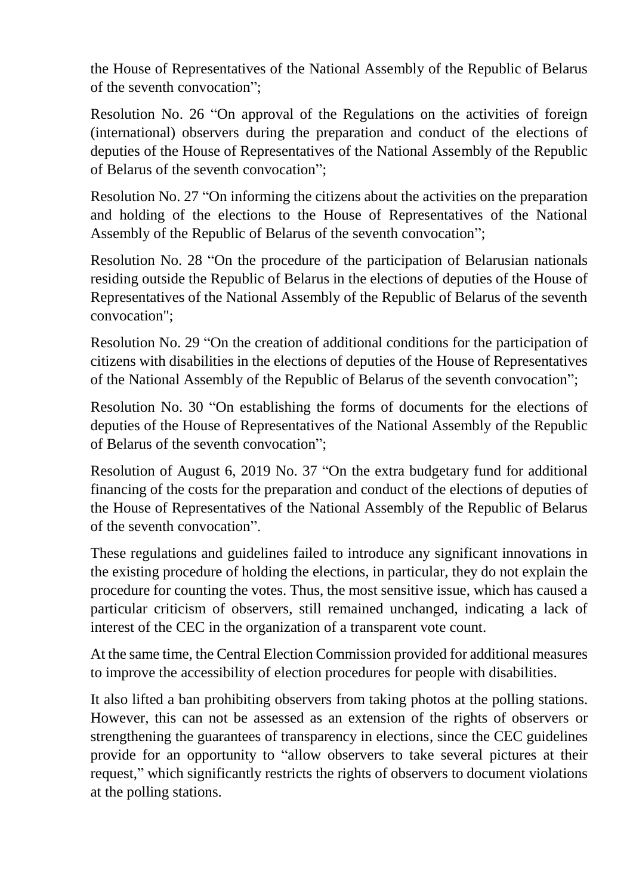the House of Representatives of the National Assembly of the Republic of Belarus of the seventh convocation";

Resolution No. 26 "On approval of the Regulations on the activities of foreign (international) observers during the preparation and conduct of the elections of deputies of the House of Representatives of the National Assembly of the Republic of Belarus of the seventh convocation";

Resolution No. 27 "On informing the citizens about the activities on the preparation and holding of the elections to the House of Representatives of the National Assembly of the Republic of Belarus of the seventh convocation";

Resolution No. 28 "On the procedure of the participation of Belarusian nationals residing outside the Republic of Belarus in the elections of deputies of the House of Representatives of the National Assembly of the Republic of Belarus of the seventh convocation";

Resolution No. 29 "On the creation of additional conditions for the participation of citizens with disabilities in the elections of deputies of the House of Representatives of the National Assembly of the Republic of Belarus of the seventh convocation";

Resolution No. 30 "On establishing the forms of documents for the elections of deputies of the House of Representatives of the National Assembly of the Republic of Belarus of the seventh convocation";

Resolution of August 6, 2019 No. 37 "On the extra budgetary fund for additional financing of the costs for the preparation and conduct of the elections of deputies of the House of Representatives of the National Assembly of the Republic of Belarus of the seventh convocation".

These regulations and guidelines failed to introduce any significant innovations in the existing procedure of holding the elections, in particular, they do not explain the procedure for counting the votes. Thus, the most sensitive issue, which has caused a particular criticism of observers, still remained unchanged, indicating a lack of interest of the CEC in the organization of a transparent vote count.

At the same time, the Central Election Commission provided for additional measures to improve the accessibility of election procedures for people with disabilities.

It also lifted a ban prohibiting observers from taking photos at the polling stations. However, this can not be assessed as an extension of the rights of observers or strengthening the guarantees of transparency in elections, since the CEC guidelines provide for an opportunity to "allow observers to take several pictures at their request," which significantly restricts the rights of observers to document violations at the polling stations.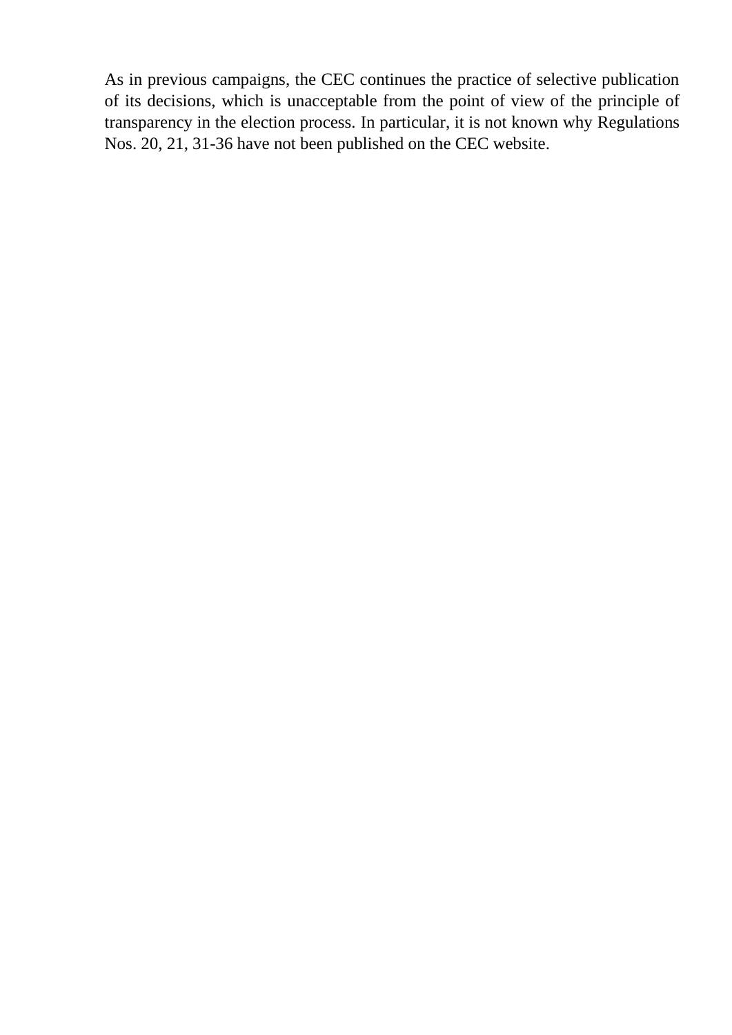As in previous campaigns, the CEC continues the practice of selective publication of its decisions, which is unacceptable from the point of view of the principle of transparency in the election process. In particular, it is not known why Regulations Nos. 20, 21, 31-36 have not been published on the CEC website.